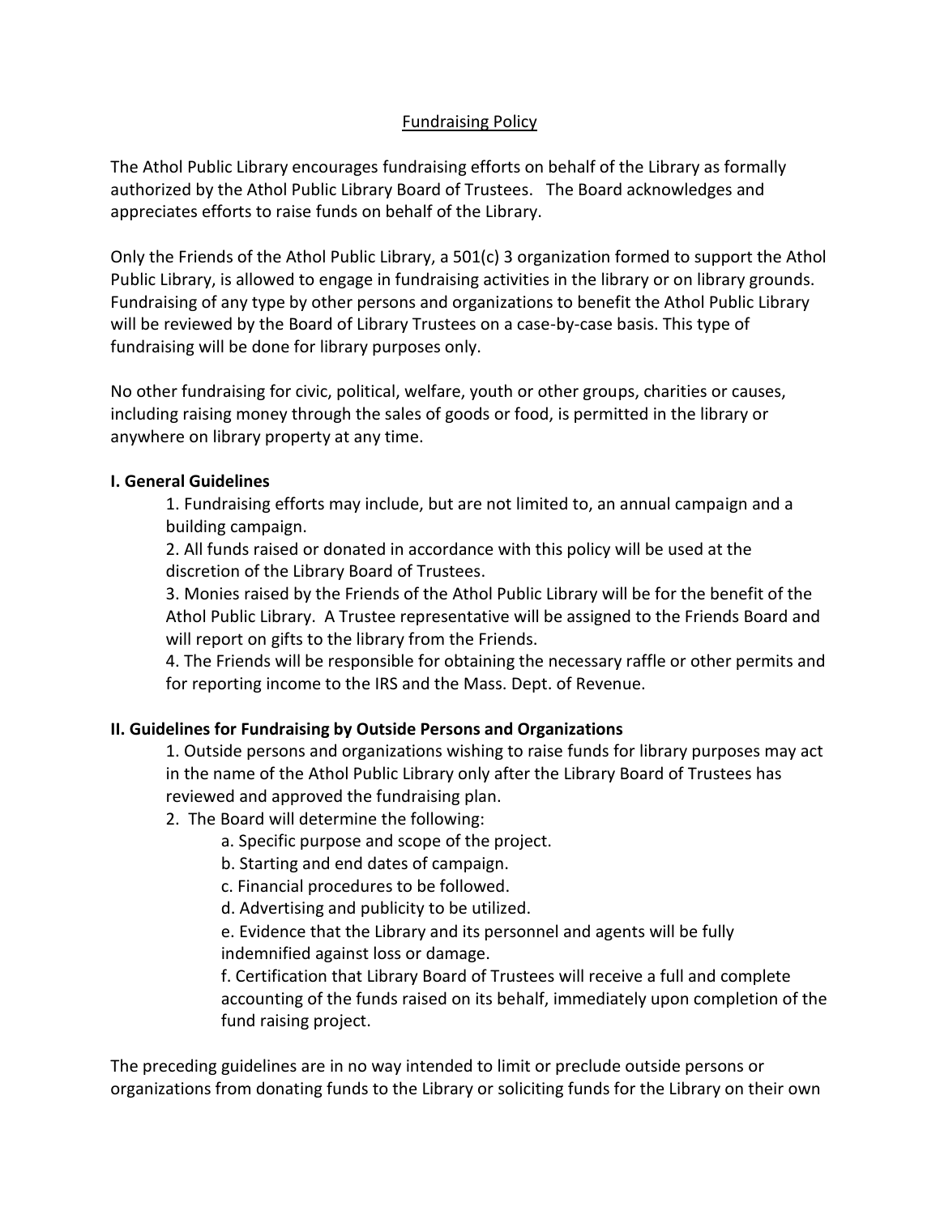# Fundraising Policy

The Athol Public Library encourages fundraising efforts on behalf of the Library as formally authorized by the Athol Public Library Board of Trustees. The Board acknowledges and appreciates efforts to raise funds on behalf of the Library.

Only the Friends of the Athol Public Library, a 501(c) 3 organization formed to support the Athol Public Library, is allowed to engage in fundraising activities in the library or on library grounds. Fundraising of any type by other persons and organizations to benefit the Athol Public Library will be reviewed by the Board of Library Trustees on a case-by-case basis. This type of fundraising will be done for library purposes only.

No other fundraising for civic, political, welfare, youth or other groups, charities or causes, including raising money through the sales of goods or food, is permitted in the library or anywhere on library property at any time.

**I. General Guidelines**

1. Fundraising efforts may include, but are not limited to, an annual campaign and a building campaign.
2. All funds raised or donated in accordance with this policy will be used at the discretion of the Library Board of Trustees.
3. Monies raised by the Friends of the Athol Public Library will be for the benefit of the Athol Public Library. A Trustee representative will be assigned to the Friends Board and will report on gifts to the library from the Friends.
4. The Friends will be responsible for obtaining the necessary raffle or other permits and for reporting income to the IRS and the Mass. Dept. of Revenue.

**II. Guidelines for Fundraising by Outside Persons and Organizations**

1. Outside persons and organizations wishing to raise funds for library purposes may act in the name of the Athol Public Library only after the Library Board of Trustees has reviewed and approved the fundraising plan.
2. The Board will determine the following:
   a. Specific purpose and scope of the project.
   b. Starting and end dates of campaign.
   c. Financial procedures to be followed.
   d. Advertising and publicity to be utilized.
   e. Evidence that the Library and its personnel and agents will be fully indemnified against loss or damage.
   f. Certification that Library Board of Trustees will receive a full and complete accounting of the funds raised on its behalf, immediately upon completion of the fund raising project.

The preceding guidelines are in no way intended to limit or preclude outside persons or organizations from donating funds to the Library or soliciting funds for the Library on their own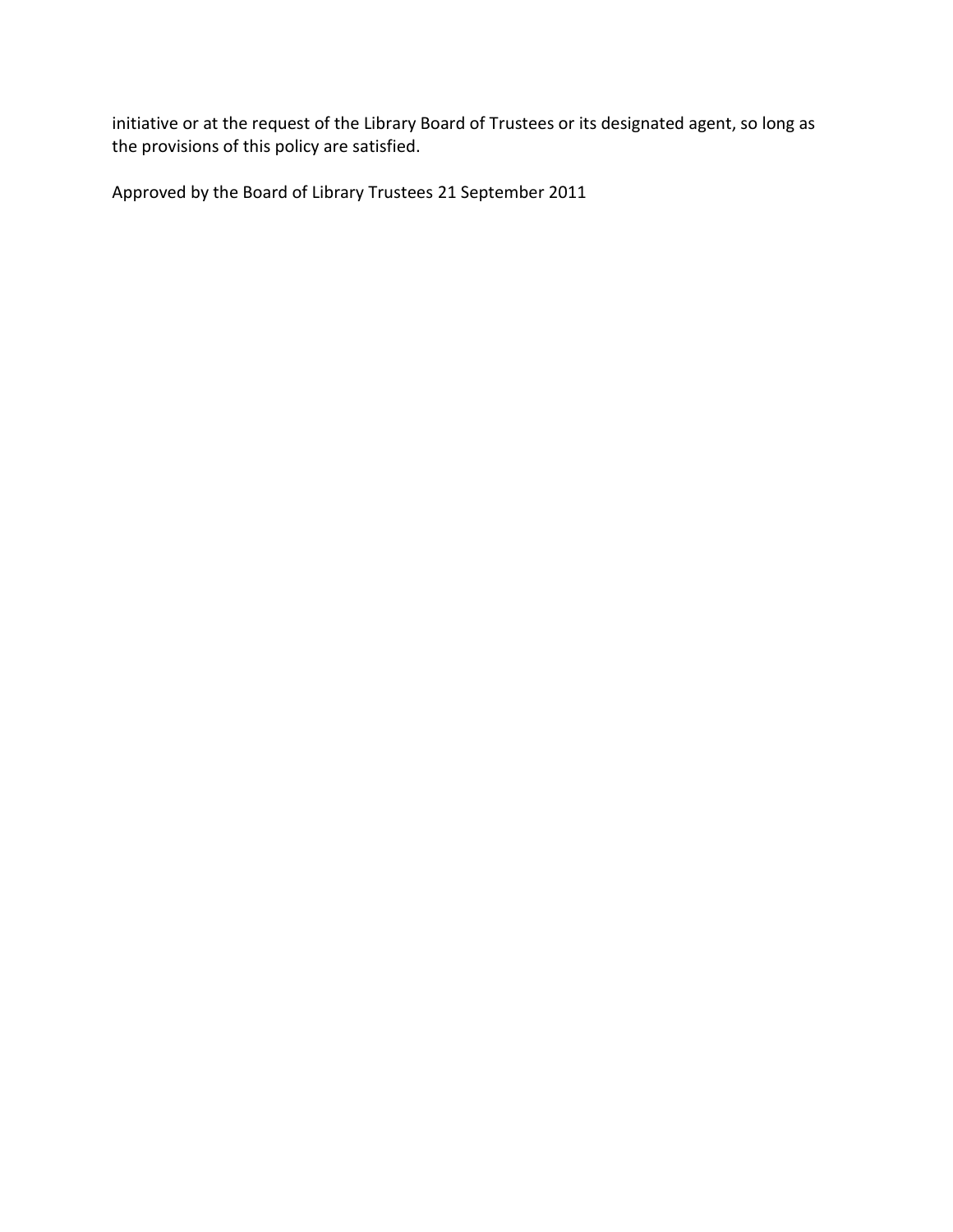initiative or at the request of the Library Board of Trustees or its designated agent, so long as the provisions of this policy are satisfied.

Approved by the Board of Library Trustees 21 September 2011